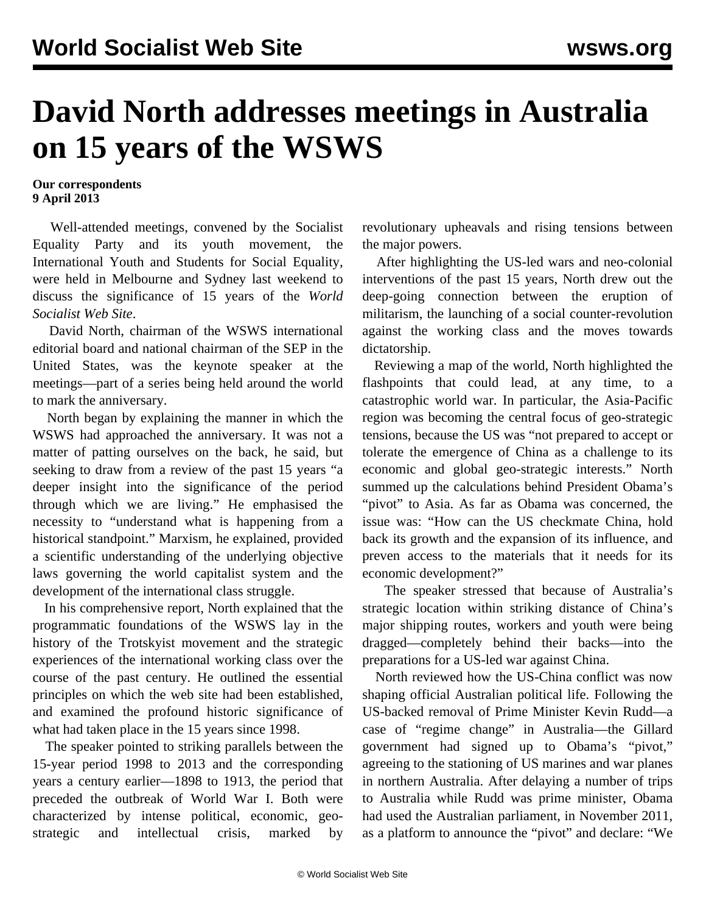# David North addresses meetings in Australia on 15 years of the WSWS

**Our correspondents**
**9 April 2013**

Well-attended meetings, convened by the Socialist Equality Party and its youth movement, the International Youth and Students for Social Equality, were held in Melbourne and Sydney last weekend to discuss the significance of 15 years of the *World Socialist Web Site*.

David North, chairman of the WSWS international editorial board and national chairman of the SEP in the United States, was the keynote speaker at the meetings—part of a series being held around the world to mark the anniversary.

North began by explaining the manner in which the WSWS had approached the anniversary. It was not a matter of patting ourselves on the back, he said, but seeking to draw from a review of the past 15 years "a deeper insight into the significance of the period through which we are living." He emphasised the necessity to "understand what is happening from a historical standpoint." Marxism, he explained, provided a scientific understanding of the underlying objective laws governing the world capitalist system and the development of the international class struggle.

In his comprehensive report, North explained that the programmatic foundations of the WSWS lay in the history of the Trotskyist movement and the strategic experiences of the international working class over the course of the past century. He outlined the essential principles on which the web site had been established, and examined the profound historic significance of what had taken place in the 15 years since 1998.

The speaker pointed to striking parallels between the 15-year period 1998 to 2013 and the corresponding years a century earlier—1898 to 1913, the period that preceded the outbreak of World War I. Both were characterized by intense political, economic, geo-strategic and intellectual crisis, marked by revolutionary upheavals and rising tensions between the major powers.

After highlighting the US-led wars and neo-colonial interventions of the past 15 years, North drew out the deep-going connection between the eruption of militarism, the launching of a social counter-revolution against the working class and the moves towards dictatorship.

Reviewing a map of the world, North highlighted the flashpoints that could lead, at any time, to a catastrophic world war. In particular, the Asia-Pacific region was becoming the central focus of geo-strategic tensions, because the US was "not prepared to accept or tolerate the emergence of China as a challenge to its economic and global geo-strategic interests." North summed up the calculations behind President Obama's "pivot" to Asia. As far as Obama was concerned, the issue was: "How can the US checkmate China, hold back its growth and the expansion of its influence, and preven access to the materials that it needs for its economic development?"

The speaker stressed that because of Australia's strategic location within striking distance of China's major shipping routes, workers and youth were being dragged—completely behind their backs—into the preparations for a US-led war against China.

North reviewed how the US-China conflict was now shaping official Australian political life. Following the US-backed removal of Prime Minister Kevin Rudd—a case of "regime change" in Australia—the Gillard government had signed up to Obama's "pivot," agreeing to the stationing of US marines and war planes in northern Australia. After delaying a number of trips to Australia while Rudd was prime minister, Obama had used the Australian parliament, in November 2011, as a platform to announce the "pivot" and declare: "We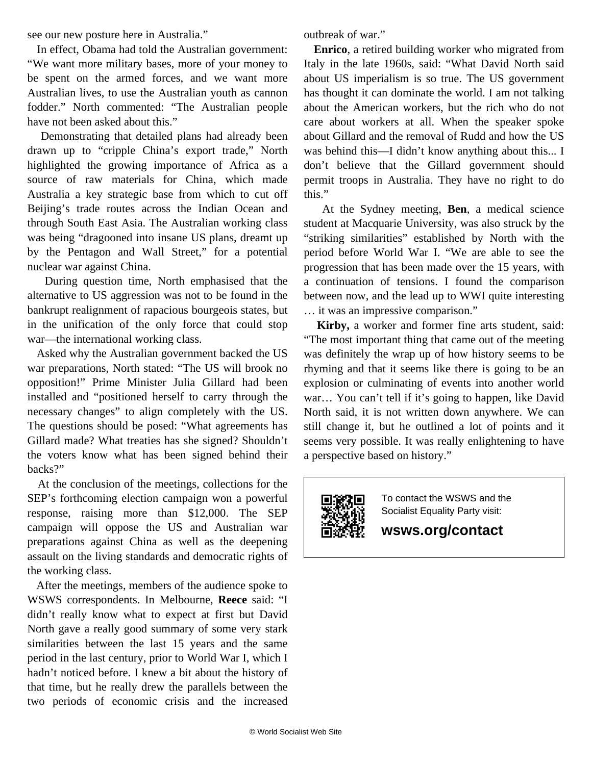see our new posture here in Australia."

In effect, Obama had told the Australian government: "We want more military bases, more of your money to be spent on the armed forces, and we want more Australian lives, to use the Australian youth as cannon fodder." North commented: "The Australian people have not been asked about this."

Demonstrating that detailed plans had already been drawn up to "cripple China's export trade," North highlighted the growing importance of Africa as a source of raw materials for China, which made Australia a key strategic base from which to cut off Beijing's trade routes across the Indian Ocean and through South East Asia. The Australian working class was being "dragooned into insane US plans, dreamt up by the Pentagon and Wall Street," for a potential nuclear war against China.

During question time, North emphasised that the alternative to US aggression was not to be found in the bankrupt realignment of rapacious bourgeois states, but in the unification of the only force that could stop war—the international working class.

Asked why the Australian government backed the US war preparations, North stated: "The US will brook no opposition!" Prime Minister Julia Gillard had been installed and "positioned herself to carry through the necessary changes" to align completely with the US. The questions should be posed: "What agreements has Gillard made? What treaties has she signed? Shouldn't the voters know what has been signed behind their backs?"

At the conclusion of the meetings, collections for the SEP's forthcoming election campaign won a powerful response, raising more than $12,000. The SEP campaign will oppose the US and Australian war preparations against China as well as the deepening assault on the living standards and democratic rights of the working class.

After the meetings, members of the audience spoke to WSWS correspondents. In Melbourne, **Reece** said: "I didn't really know what to expect at first but David North gave a really good summary of some very stark similarities between the last 15 years and the same period in the last century, prior to World War I, which I hadn't noticed before. I knew a bit about the history of that time, but he really drew the parallels between the two periods of economic crisis and the increased outbreak of war."

**Enrico**, a retired building worker who migrated from Italy in the late 1960s, said: "What David North said about US imperialism is so true. The US government has thought it can dominate the world. I am not talking about the American workers, but the rich who do not care about workers at all. When the speaker spoke about Gillard and the removal of Rudd and how the US was behind this—I didn't know anything about this... I don't believe that the Gillard government should permit troops in Australia. They have no right to do this."

At the Sydney meeting, **Ben**, a medical science student at Macquarie University, was also struck by the "striking similarities" established by North with the period before World War I. "We are able to see the progression that has been made over the 15 years, with a continuation of tensions. I found the comparison between now, and the lead up to WWI quite interesting … it was an impressive comparison."

**Kirby,** a worker and former fine arts student, said: "The most important thing that came out of the meeting was definitely the wrap up of how history seems to be rhyming and that it seems like there is going to be an explosion or culminating of events into another world war… You can't tell if it's going to happen, like David North said, it is not written down anywhere. We can still change it, but he outlined a lot of points and it seems very possible. It was really enlightening to have a perspective based on history."

To contact the WSWS and the Socialist Equality Party visit:

**wsws.org/contact**